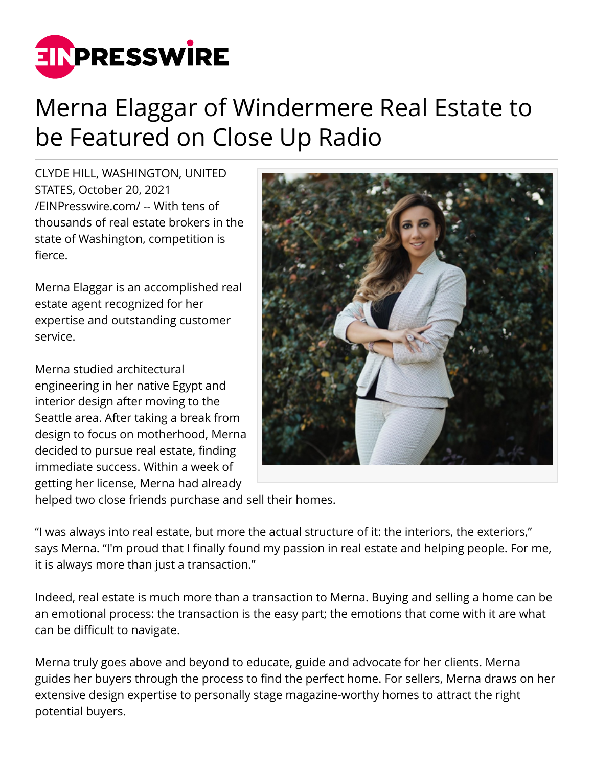# Merna Elaggar of Windermere Real Estate to be Featured on Close Up Radio

CLYDE HILL, WASHINGTON, UNITED STATES, October 20, 2021 /EINPresswire.com/ -- With tens of thousands of real estate brokers in the state of Washington, competition is fierce.

Merna Elaggar is an accomplished real estate agent recognized for her expertise and outstanding customer service.

Merna studied architectural engineering in her native Egypt and interior design after moving to the Seattle area. After taking a break from design to focus on motherhood, Merna decided to pursue real estate, finding immediate success. Within a week of getting her license, Merna had already helped two close friends purchase and sell their homes.

“I was always into real estate, but more the actual structure of it: the interiors, the exteriors,” says Merna. “I'm proud that I finally found my passion in real estate and helping people. For me, it is always more than just a transaction.”

Indeed, real estate is much more than a transaction to Merna. Buying and selling a home can be an emotional process: the transaction is the easy part; the emotions that come with it are what can be difficult to navigate.

Merna truly goes above and beyond to educate, guide and advocate for her clients. Merna guides her buyers through the process to find the perfect home. For sellers, Merna draws on her extensive design expertise to personally stage magazine-worthy homes to attract the right potential buyers.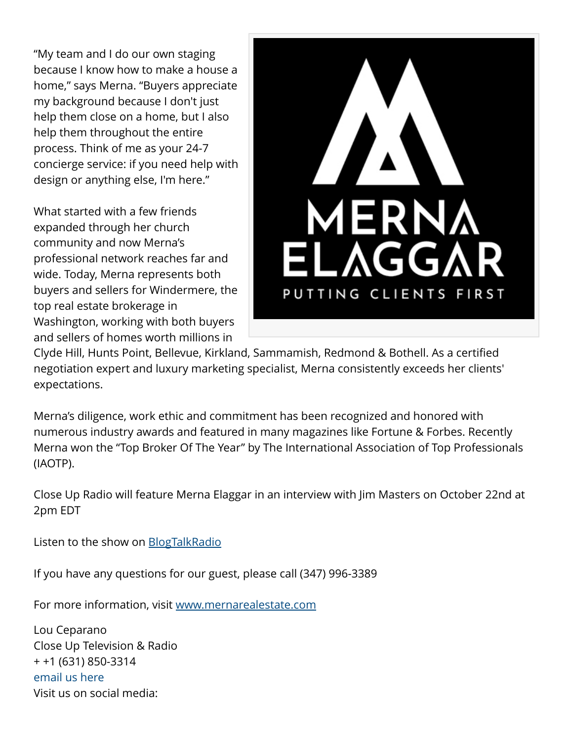"My team and I do our own staging because I know how to make a house a home," says Merna. "Buyers appreciate my background because I don't just help them close on a home, but I also help them throughout the entire process. Think of me as your 24-7 concierge service: if you need help with design or anything else, I'm here."

What started with a few friends expanded through her church community and now Merna's professional network reaches far and wide. Today, Merna represents both buyers and sellers for Windermere, the top real estate brokerage in Washington, working with both buyers and sellers of homes worth millions in Clyde Hill, Hunts Point, Bellevue, Kirkland, Sammamish, Redmond & Bothell. As a certified negotiation expert and luxury marketing specialist, Merna consistently exceeds her clients' expectations.

Merna's diligence, work ethic and commitment has been recognized and honored with numerous industry awards and featured in many magazines like Fortune & Forbes. Recently Merna won the "Top Broker Of The Year" by The International Association of Top Professionals (IAOTP).

Close Up Radio will feature Merna Elaggar in an interview with Jim Masters on October 22nd at 2pm EDT

Listen to the show on [BlogTalkRadio](BlogTalkRadio)

If you have any questions for our guest, please call (347) 996-3389

For more information, visit [www.mernarealestate.com](www.mernarealestate.com)

Lou Ceparano
Close Up Television & Radio
+ +1 (631) 850-3314
email us here
Visit us on social media: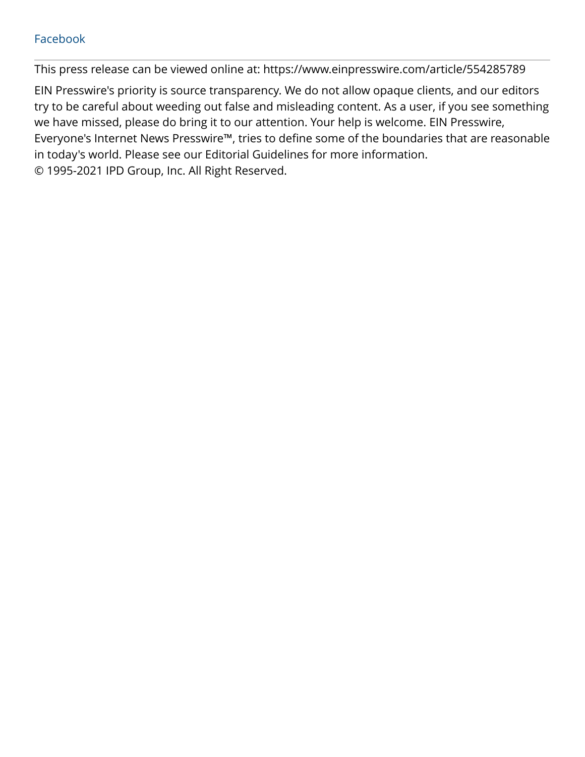Facebook

---

This press release can be viewed online at: https://www.einpresswire.com/article/554285789

EIN Presswire's priority is source transparency. We do not allow opaque clients, and our editors try to be careful about weeding out false and misleading content. As a user, if you see something we have missed, please do bring it to our attention. Your help is welcome. EIN Presswire, Everyone's Internet News Presswire™, tries to define some of the boundaries that are reasonable in today's world. Please see our Editorial Guidelines for more information.
© 1995-2021 IPD Group, Inc. All Right Reserved.